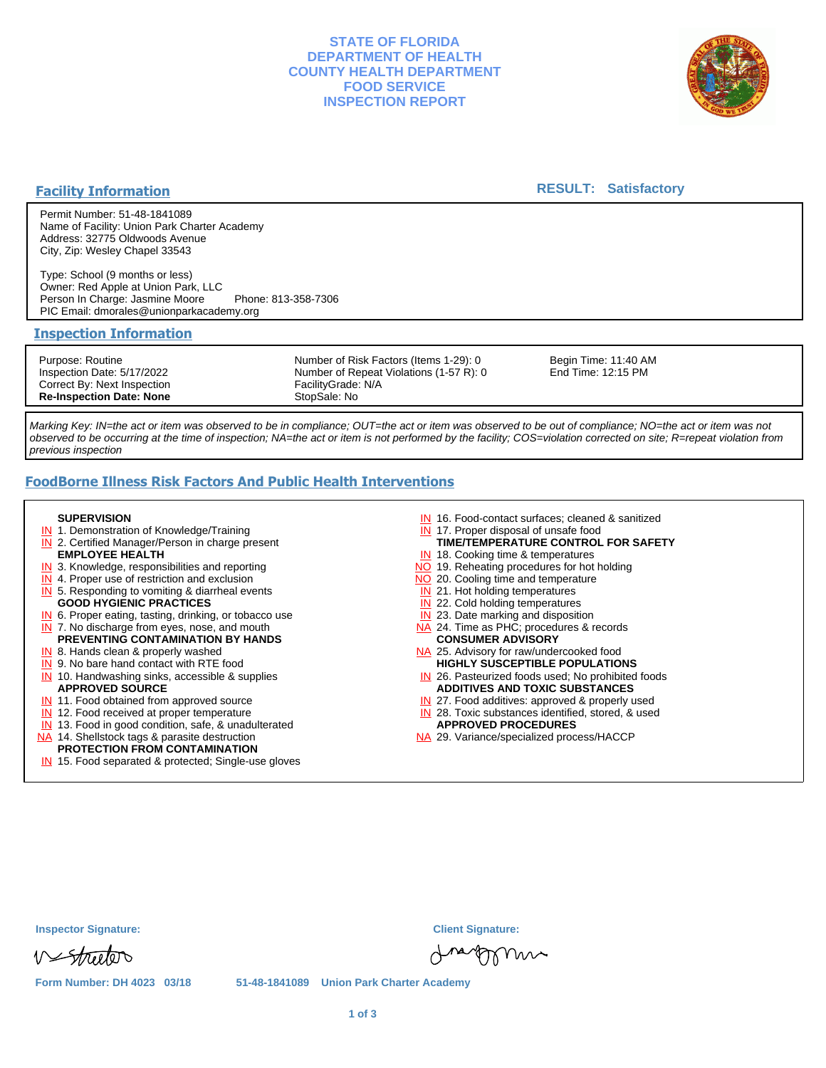# STATE OF FLORIDA
# DEPARTMENT OF HEALTH
# COUNTY HEALTH DEPARTMENT
# FOOD SERVICE
# INSPECTION REPORT

## Facility Information

**RESULT: Satisfactory**

Permit Number: 51-48-1841089
Name of Facility: Union Park Charter Academy
Address: 32775 Oldwoods Avenue
City, Zip: Wesley Chapel 33543

Type: School (9 months or less)
Owner: Red Apple at Union Park, LLC
Person In Charge: Jasmine Moore Phone: 813-358-7306
PIC Email: dmorales@unionparkacademy.org

## Inspection Information

Purpose: Routine
Inspection Date: 5/17/2022
Correct By: Next Inspection
**Re-Inspection Date: None**

Number of Risk Factors (Items 1-29): 0
Number of Repeat Violations (1-57 R): 0
FacilityGrade: N/A
StopSale: No

Begin Time: 11:40 AM
End Time: 12:15 PM

*Marking Key: IN=the act or item was observed to be in compliance; OUT=the act or item was observed to be out of compliance; NO=the act or item was not observed to be occurring at the time of inspection; NA=the act or item is not performed by the facility; COS=violation corrected on site; R=repeat violation from previous inspection*

## FoodBorne Illness Risk Factors And Public Health Interventions

**SUPERVISION**
- IN 1. Demonstration of Knowledge/Training
- IN 2. Certified Manager/Person in charge present

**EMPLOYEE HEALTH**
- IN 3. Knowledge, responsibilities and reporting
- IN 4. Proper use of restriction and exclusion
- IN 5. Responding to vomiting & diarrheal events

**GOOD HYGIENIC PRACTICES**
- IN 6. Proper eating, tasting, drinking, or tobacco use
- IN 7. No discharge from eyes, nose, and mouth

**PREVENTING CONTAMINATION BY HANDS**
- IN 8. Hands clean & properly washed
- IN 9. No bare hand contact with RTE food
- IN 10. Handwashing sinks, accessible & supplies

**APPROVED SOURCE**
- IN 11. Food obtained from approved source
- IN 12. Food received at proper temperature
- IN 13. Food in good condition, safe, & unadulterated
- NA 14. Shellstock tags & parasite destruction

**PROTECTION FROM CONTAMINATION**
- IN 15. Food separated & protected; Single-use gloves
- IN 16. Food-contact surfaces; cleaned & sanitized
- IN 17. Proper disposal of unsafe food

**TIME/TEMPERATURE CONTROL FOR SAFETY**
- IN 18. Cooking time & temperatures
- NO 19. Reheating procedures for hot holding
- NO 20. Cooling time and temperature
- IN 21. Hot holding temperatures
- IN 22. Cold holding temperatures
- IN 23. Date marking and disposition
- NA 24. Time as PHC; procedures & records

**CONSUMER ADVISORY**
- NA 25. Advisory for raw/undercooked food

**HIGHLY SUSCEPTIBLE POPULATIONS**
- IN 26. Pasteurized foods used; No prohibited foods

**ADDITIVES AND TOXIC SUBSTANCES**
- IN 27. Food additives: approved & properly used
- IN 28. Toxic substances identified, stored, & used

**APPROVED PROCEDURES**
- NA 29. Variance/specialized process/HACCP

**Inspector Signature:**

**Client Signature:**

Form Number: DH 4023 03/18 51-48-1841089 Union Park Charter Academy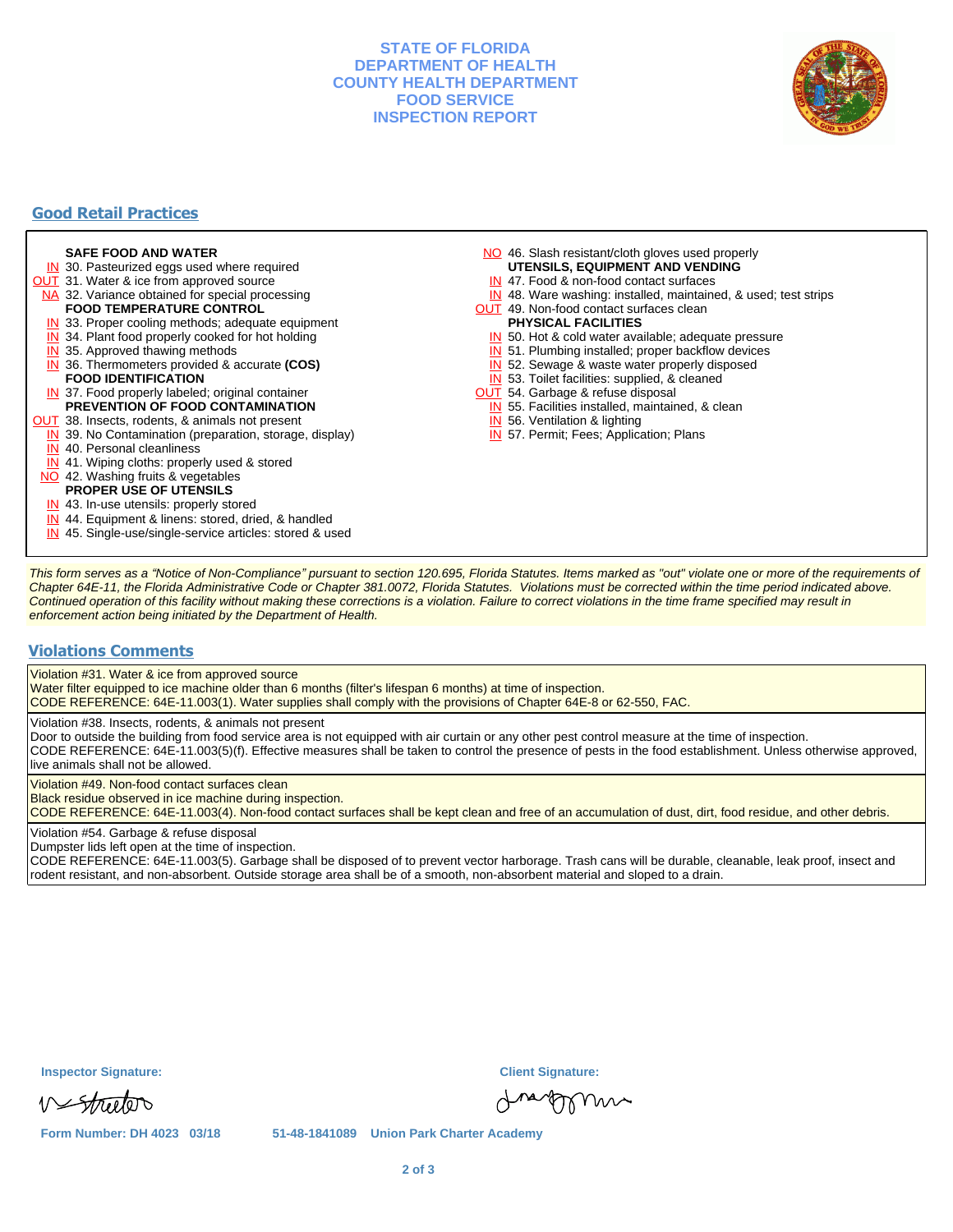# STATE OF FLORIDA
# DEPARTMENT OF HEALTH
# COUNTY HEALTH DEPARTMENT
# FOOD SERVICE
# INSPECTION REPORT

## Good Retail Practices

**SAFE FOOD AND WATER**
- IN 30. Pasteurized eggs used where required
- OUT 31. Water & ice from approved source
- NA 32. Variance obtained for special processing

**FOOD TEMPERATURE CONTROL**
- IN 33. Proper cooling methods; adequate equipment
- IN 34. Plant food properly cooked for hot holding
- IN 35. Approved thawing methods
- IN 36. Thermometers provided & accurate **(COS)**

**FOOD IDENTIFICATION**
- IN 37. Food properly labeled; original container

**PREVENTION OF FOOD CONTAMINATION**
- OUT 38. Insects, rodents, & animals not present
- IN 39. No Contamination (preparation, storage, display)
- IN 40. Personal cleanliness
- IN 41. Wiping cloths: properly used & stored
- NO 42. Washing fruits & vegetables

**PROPER USE OF UTENSILS**
- IN 43. In-use utensils: properly stored
- IN 44. Equipment & linens: stored, dried, & handled
- IN 45. Single-use/single-service articles: stored & used
- NO 46. Slash resistant/cloth gloves used properly

**UTENSILS, EQUIPMENT AND VENDING**
- IN 47. Food & non-food contact surfaces
- IN 48. Ware washing: installed, maintained, & used; test strips
- OUT 49. Non-food contact surfaces clean

**PHYSICAL FACILITIES**
- IN 50. Hot & cold water available; adequate pressure
- IN 51. Plumbing installed; proper backflow devices
- IN 52. Sewage & waste water properly disposed
- IN 53. Toilet facilities: supplied, & cleaned
- OUT 54. Garbage & refuse disposal
- IN 55. Facilities installed, maintained, & clean
- IN 56. Ventilation & lighting
- IN 57. Permit; Fees; Application; Plans

*This form serves as a "Notice of Non-Compliance" pursuant to section 120.695, Florida Statutes. Items marked as "out" violate one or more of the requirements of Chapter 64E-11, the Florida Administrative Code or Chapter 381.0072, Florida Statutes. Violations must be corrected within the time period indicated above. Continued operation of this facility without making these corrections is a violation. Failure to correct violations in the time frame specified may result in enforcement action being initiated by the Department of Health.*

## Violations Comments

Violation #31. Water & ice from approved source
Water filter equipped to ice machine older than 6 months (filter's lifespan 6 months) at time of inspection.
CODE REFERENCE: 64E-11.003(1). Water supplies shall comply with the provisions of Chapter 64E-8 or 62-550, FAC.

Violation #38. Insects, rodents, & animals not present
Door to outside the building from food service area is not equipped with air curtain or any other pest control measure at the time of inspection.
CODE REFERENCE: 64E-11.003(5)(f). Effective measures shall be taken to control the presence of pests in the food establishment. Unless otherwise approved, live animals shall not be allowed.

Violation #49. Non-food contact surfaces clean
Black residue observed in ice machine during inspection.
CODE REFERENCE: 64E-11.003(4). Non-food contact surfaces shall be kept clean and free of an accumulation of dust, dirt, food residue, and other debris.

Violation #54. Garbage & refuse disposal
Dumpster lids left open at the time of inspection.
CODE REFERENCE: 64E-11.003(5). Garbage shall be disposed of to prevent vector harborage. Trash cans will be durable, cleanable, leak proof, insect and rodent resistant, and non-absorbent. Outside storage area shall be of a smooth, non-absorbent material and sloped to a drain.

**Inspector Signature:** [signature]

**Client Signature:** [signature]

Form Number: DH 4023 03/18 51-48-1841089 Union Park Charter Academy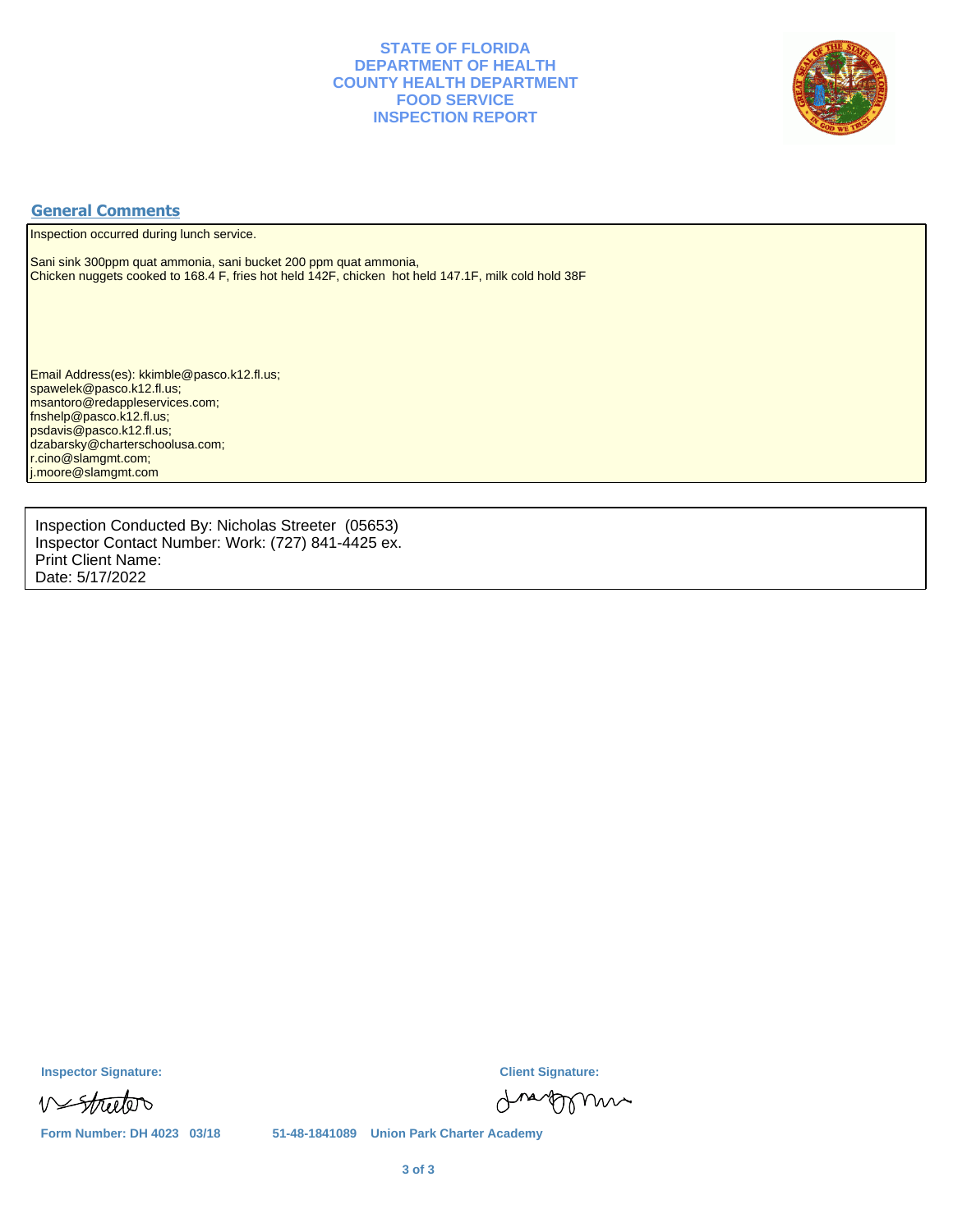**STATE OF FLORIDA**
**DEPARTMENT OF HEALTH**
**COUNTY HEALTH DEPARTMENT**
**FOOD SERVICE**
**INSPECTION REPORT**

## General Comments

Inspection occurred during lunch service.

Sani sink 300ppm quat ammonia, sani bucket 200 ppm quat ammonia,
Chicken nuggets cooked to 168.4 F, fries hot held 142F, chicken hot held 147.1F, milk cold hold 38F

Email Address(es): kkimble@pasco.k12.fl.us;
spawelek@pasco.k12.fl.us;
msantoro@redappleservices.com;
fnshelp@pasco.k12.fl.us;
psdavis@pasco.k12.fl.us;
dzabarsky@charterschoolusa.com;
r.cino@slamgmt.com;
j.moore@slamgmt.com

Inspection Conducted By: Nicholas Streeter (05653)
Inspector Contact Number: Work: (727) 841-4425 ex.
Print Client Name:
Date: 5/17/2022

**Inspector Signature:**

**Client Signature:**

**Form Number: DH 4023 03/18** **51-48-1841089 Union Park Charter Academy**